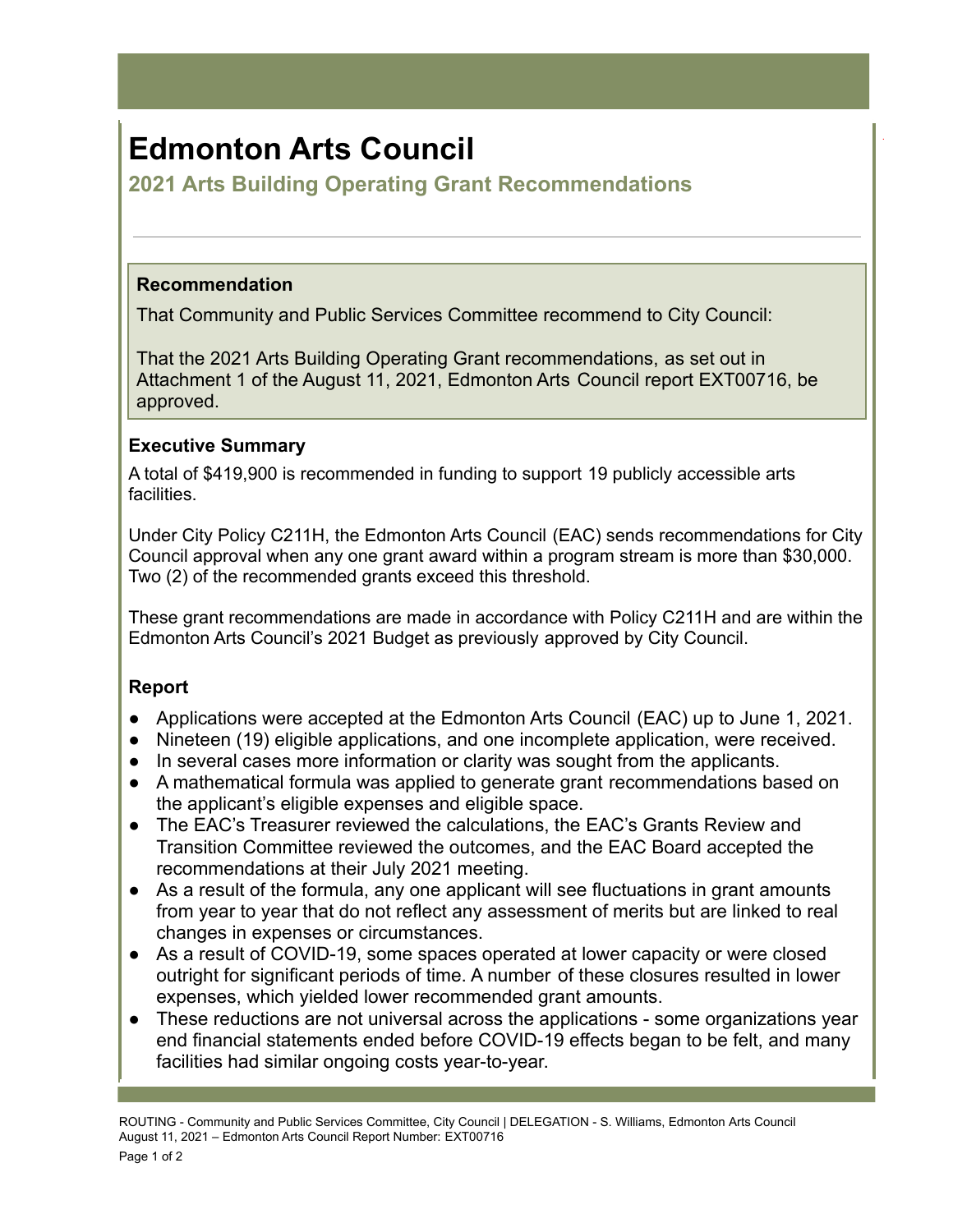# Edmonton Arts Council

## 2021 Arts Building Operating Grant Recommendations

### Recommendation

That Community and Public Services Committee recommend to City Council:

That the 2021 Arts Building Operating Grant recommendations, as set out in Attachment 1 of the August 11, 2021, Edmonton Arts Council report EXT00716, be approved.

### Executive Summary

A total of $419,900 is recommended in funding to support 19 publicly accessible arts facilities.

Under City Policy C211H, the Edmonton Arts Council (EAC) sends recommendations for City Council approval when any one grant award within a program stream is more than $30,000. Two (2) of the recommended grants exceed this threshold.

These grant recommendations are made in accordance with Policy C211H and are within the Edmonton Arts Council's 2021 Budget as previously approved by City Council.

### Report

- Applications were accepted at the Edmonton Arts Council (EAC) up to June 1, 2021.
- Nineteen (19) eligible applications, and one incomplete application, were received.
- In several cases more information or clarity was sought from the applicants.
- A mathematical formula was applied to generate grant recommendations based on the applicant's eligible expenses and eligible space.
- The EAC's Treasurer reviewed the calculations, the EAC's Grants Review and Transition Committee reviewed the outcomes, and the EAC Board accepted the recommendations at their July 2021 meeting.
- As a result of the formula, any one applicant will see fluctuations in grant amounts from year to year that do not reflect any assessment of merits but are linked to real changes in expenses or circumstances.
- As a result of COVID-19, some spaces operated at lower capacity or were closed outright for significant periods of time. A number of these closures resulted in lower expenses, which yielded lower recommended grant amounts.
- These reductions are not universal across the applications - some organizations year end financial statements ended before COVID-19 effects began to be felt, and many facilities had similar ongoing costs year-to-year.

ROUTING - Community and Public Services Committee, City Council | DELEGATION - S. Williams, Edmonton Arts Council
August 11, 2021 – Edmonton Arts Council Report Number: EXT00716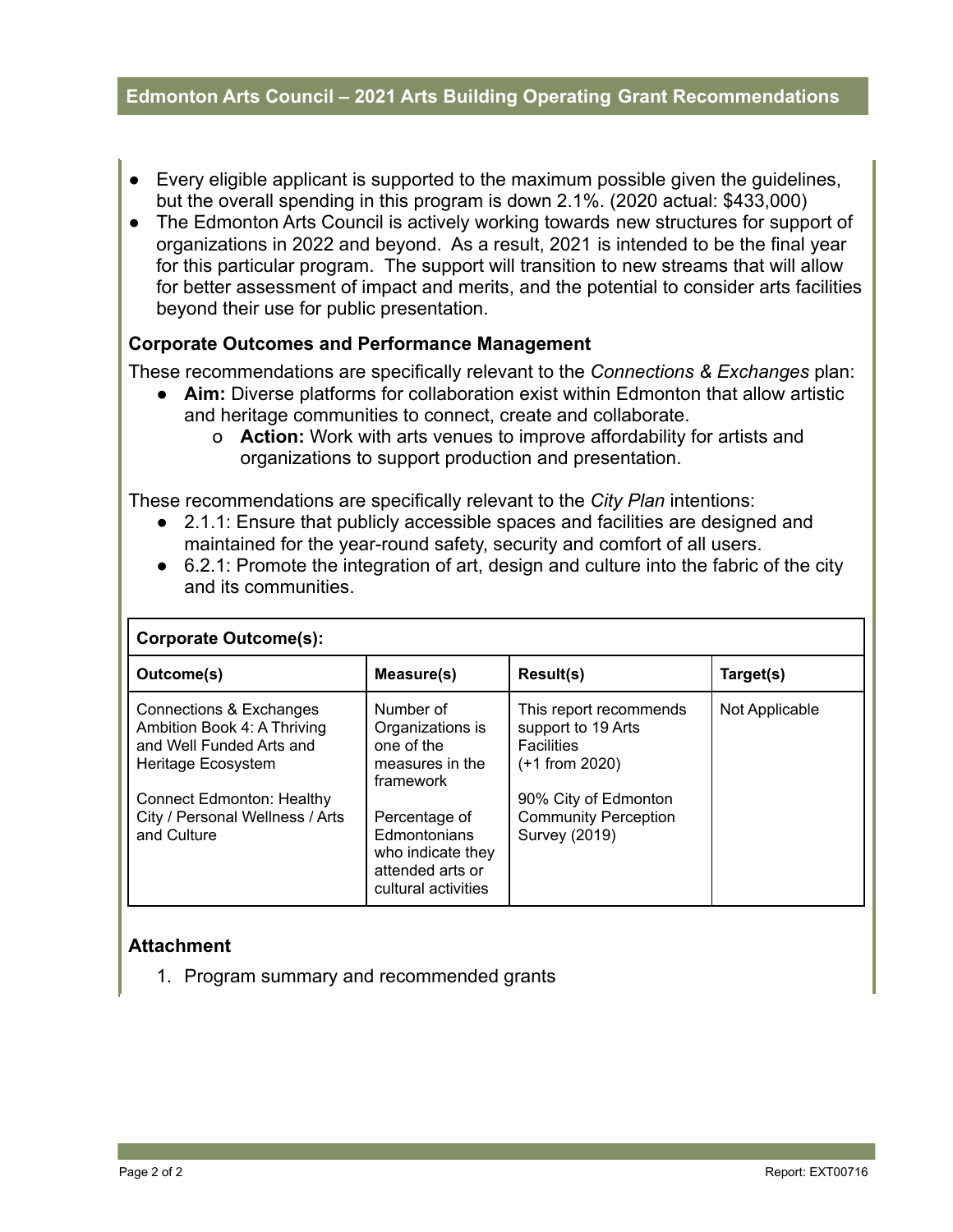- Every eligible applicant is supported to the maximum possible given the guidelines, but the overall spending in this program is down 2.1%. (2020 actual: $433,000)
- The Edmonton Arts Council is actively working towards new structures for support of organizations in 2022 and beyond. As a result, 2021 is intended to be the final year for this particular program. The support will transition to new streams that will allow for better assessment of impact and merits, and the potential to consider arts facilities beyond their use for public presentation.

### Corporate Outcomes and Performance Management

These recommendations are specifically relevant to the *Connections & Exchanges* plan:

- **Aim:** Diverse platforms for collaboration exist within Edmonton that allow artistic and heritage communities to connect, create and collaborate.
  - **Action:** Work with arts venues to improve affordability for artists and organizations to support production and presentation.

These recommendations are specifically relevant to the *City Plan* intentions:

- 2.1.1: Ensure that publicly accessible spaces and facilities are designed and maintained for the year-round safety, security and comfort of all users.
- 6.2.1: Promote the integration of art, design and culture into the fabric of the city and its communities.

**Corporate Outcome(s):**

| Outcome(s) | Measure(s) | Result(s) | Target(s) |
| --- | --- | --- | --- |
| Connections & Exchanges Ambition Book 4: A Thriving and Well Funded Arts and Heritage Ecosystem | Number of Organizations is one of the measures in the framework | This report recommends support to 19 Arts Facilities (+1 from 2020) | Not Applicable |
| Connect Edmonton: Healthy City / Personal Wellness / Arts and Culture | Percentage of Edmontonians who indicate they attended arts or cultural activities | 90% City of Edmonton Community Perception Survey (2019) | |

### Attachment

1. Program summary and recommended grants